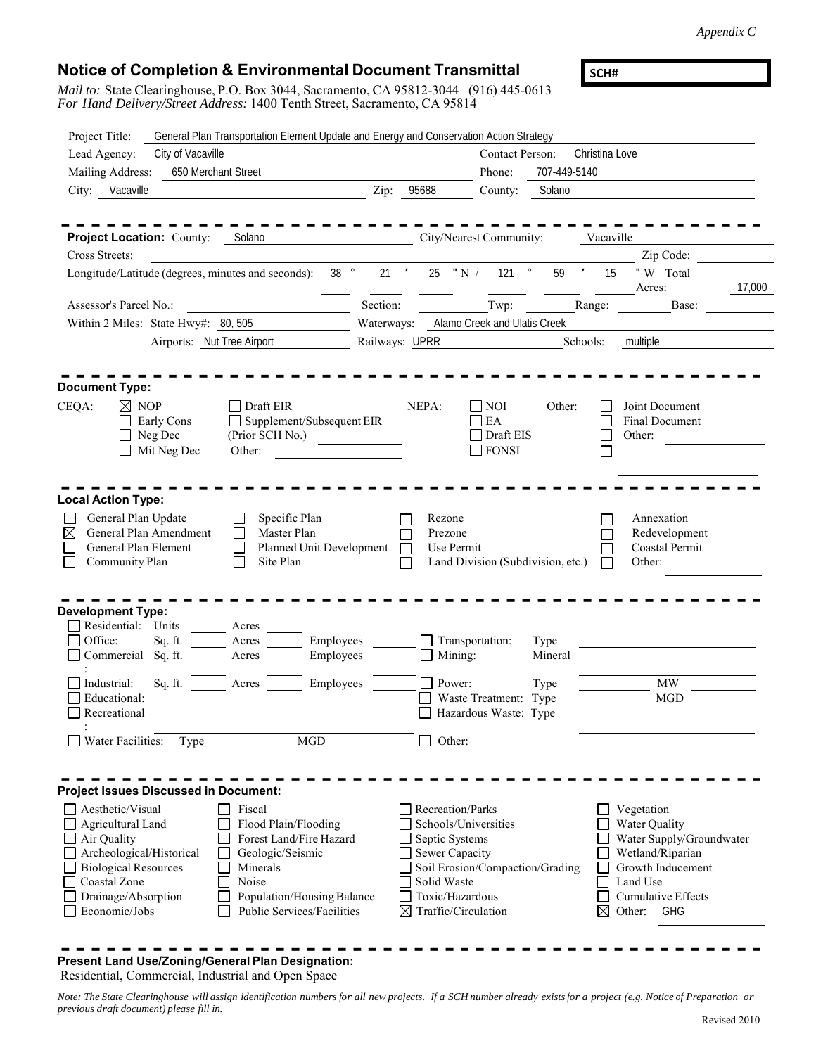*Appendix C*

# Notice of Completion & Environmental Document Transmittal

**SCH#**

*Mail to:* State Clearinghouse, P.O. Box 3044, Sacramento, CA 95812-3044 (916) 445-0613
*For Hand Delivery/Street Address:* 1400 Tenth Street, Sacramento, CA 95814

Project Title: General Plan Transportation Element Update and Energy and Conservation Action Strategy

Lead Agency: City of Vacaville

Contact Person: Christina Love

Mailing Address: 650 Merchant Street

Phone: 707-449-5140

City: Vacaville

Zip: 95688

County: Solano

---

**Project Location:** County: Solano

City/Nearest Community: Vacaville

Cross Streets:

Zip Code:

Longitude/Latitude (degrees, minutes and seconds): 38 ° 21 ′ 25 " N / 121 ° 59 ′ 15 " W

Total Acres: 17,000

Assessor's Parcel No.:

Section:

Twp:

Range:

Base:

Within 2 Miles: State Hwy#: 80, 505

Waterways: Alamo Creek and Ulatis Creek

Airports: Nut Tree Airport

Railways: UPRR

Schools: multiple

---

**Document Type:**

CEQA:
- ☒ NOP
- ☐ Early Cons
- ☐ Neg Dec
- ☐ Mit Neg Dec
- ☐ Draft EIR
- ☐ Supplement/Subsequent EIR (Prior SCH No.)
- Other:

NEPA:
- ☐ NOI
- ☐ EA
- ☐ Draft EIS
- ☐ FONSI

Other:
- ☐ Joint Document
- ☐ Final Document
- ☐ Other:

---

**Local Action Type:**

- ☐ General Plan Update
- ☒ General Plan Amendment
- ☐ General Plan Element
- ☐ Community Plan
- ☐ Specific Plan
- ☐ Master Plan
- ☐ Planned Unit Development
- ☐ Site Plan
- ☐ Rezone
- ☐ Prezone
- ☐ Use Permit
- ☐ Land Division (Subdivision, etc.)
- ☐ Annexation
- ☐ Redevelopment
- ☐ Coastal Permit
- ☐ Other:

---

**Development Type:**

- ☐ Residential: Units ____ Acres ____
- ☐ Office: Sq. ft. ____ Acres ____ Employees ____
- ☐ Commercial: Sq. ft. ____ Acres ____ Employees ____
- ☐ Industrial: Sq. ft. ____ Acres ____ Employees ____
- ☐ Educational:
- ☐ Recreational:
- ☐ Water Facilities: Type ____ MGD ____
- ☐ Transportation: Type
- ☐ Mining: Mineral
- ☐ Power: Type ____ MW
- ☐ Waste Treatment: Type ____ MGD
- ☐ Hazardous Waste: Type
- ☐ Other:

---

**Project Issues Discussed in Document:**

- ☐ Aesthetic/Visual
- ☐ Agricultural Land
- ☐ Air Quality
- ☐ Archeological/Historical
- ☐ Biological Resources
- ☐ Coastal Zone
- ☐ Drainage/Absorption
- ☐ Economic/Jobs
- ☐ Fiscal
- ☐ Flood Plain/Flooding
- ☐ Forest Land/Fire Hazard
- ☐ Geologic/Seismic
- ☐ Minerals
- ☐ Noise
- ☐ Population/Housing Balance
- ☐ Public Services/Facilities
- ☐ Recreation/Parks
- ☐ Schools/Universities
- ☐ Septic Systems
- ☐ Sewer Capacity
- ☐ Soil Erosion/Compaction/Grading
- ☐ Solid Waste
- ☐ Toxic/Hazardous
- ☒ Traffic/Circulation
- ☐ Vegetation
- ☐ Water Quality
- ☐ Water Supply/Groundwater
- ☐ Wetland/Riparian
- ☐ Growth Inducement
- ☐ Land Use
- ☐ Cumulative Effects
- ☒ Other: GHG

---

**Present Land Use/Zoning/General Plan Designation:**

Residential, Commercial, Industrial and Open Space

*Note: The State Clearinghouse will assign identification numbers for all new projects. If a SCH number already exists for a project (e.g. Notice of Preparation or previous draft document) please fill in.*

Revised 2010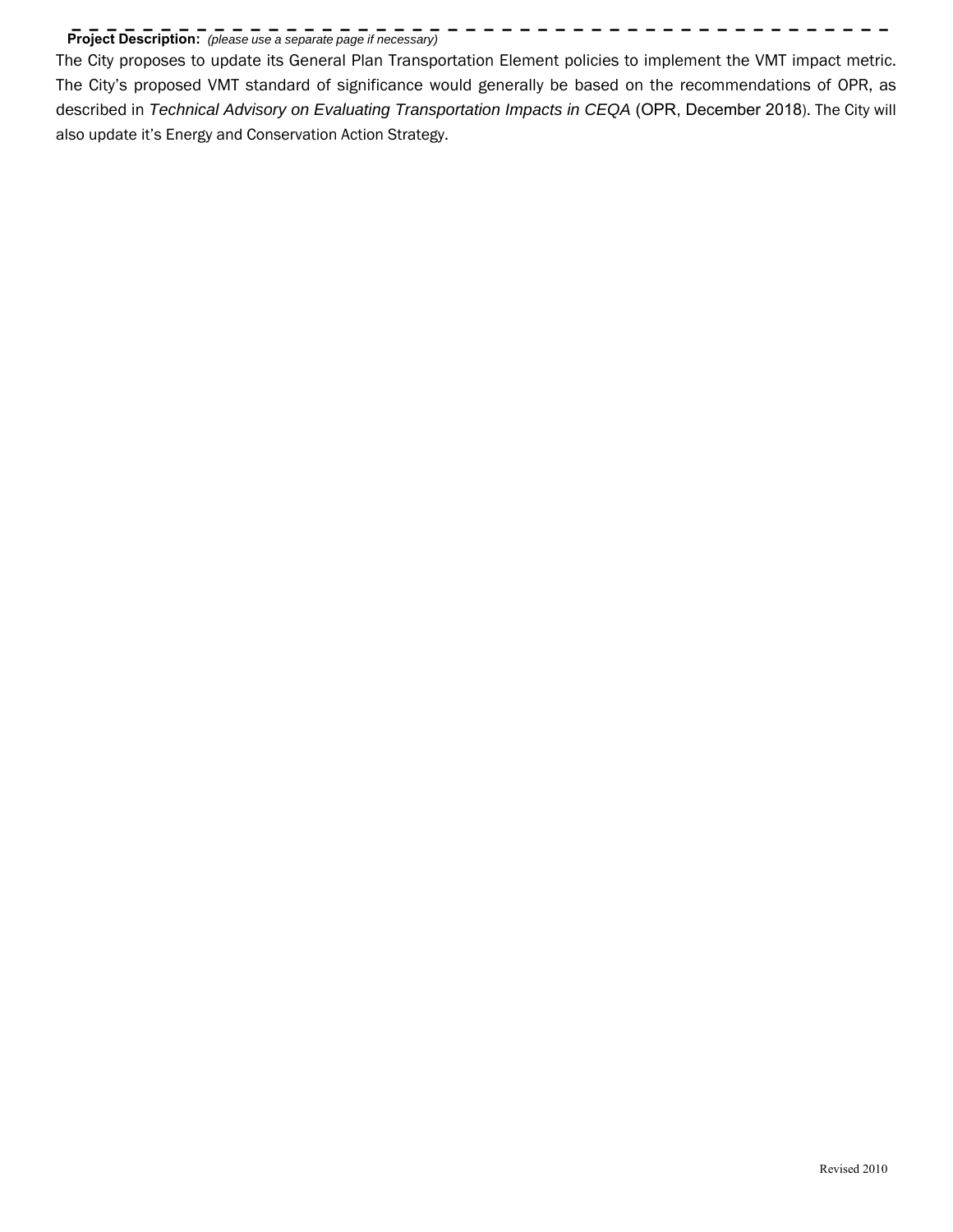**Project Description:** *(please use a separate page if necessary)*

The City proposes to update its General Plan Transportation Element policies to implement the VMT impact metric. The City's proposed VMT standard of significance would generally be based on the recommendations of OPR, as described in *Technical Advisory on Evaluating Transportation Impacts in CEQA* (OPR, December 2018). The City will also update it's Energy and Conservation Action Strategy.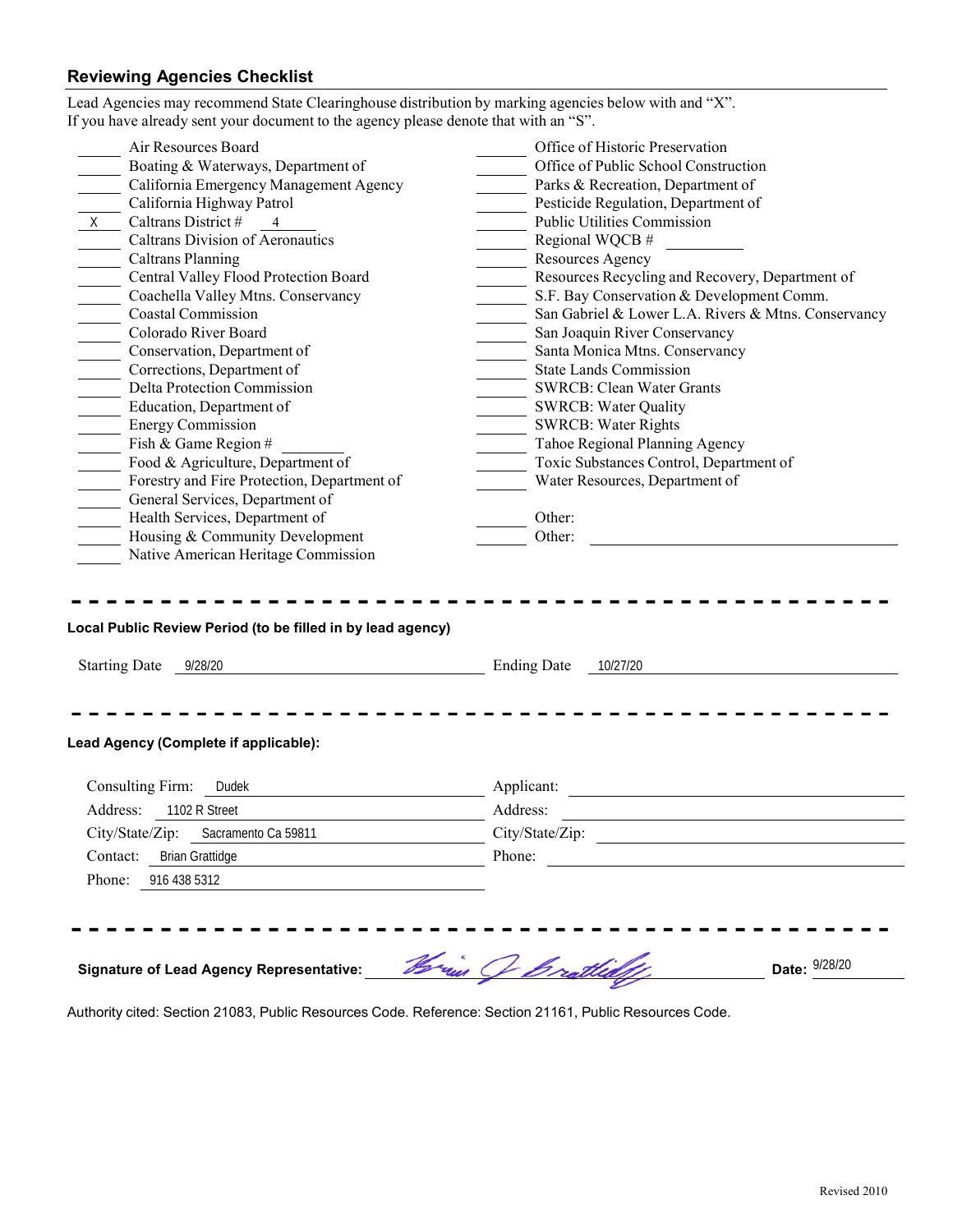## Reviewing Agencies Checklist

Lead Agencies may recommend State Clearinghouse distribution by marking agencies below with and "X".
If you have already sent your document to the agency please denote that with an "S".

| | | | |
|---|---|---|---|
| | Air Resources Board | | Office of Historic Preservation |
| | Boating & Waterways, Department of | | Office of Public School Construction |
| | California Emergency Management Agency | | Parks & Recreation, Department of |
| | California Highway Patrol | | Pesticide Regulation, Department of |
| X | Caltrans District # 4 | | Public Utilities Commission |
| | Caltrans Division of Aeronautics | | Regional WQCB # |
| | Caltrans Planning | | Resources Agency |
| | Central Valley Flood Protection Board | | Resources Recycling and Recovery, Department of |
| | Coachella Valley Mtns. Conservancy | | S.F. Bay Conservation & Development Comm. |
| | Coastal Commission | | San Gabriel & Lower L.A. Rivers & Mtns. Conservancy |
| | Colorado River Board | | San Joaquin River Conservancy |
| | Conservation, Department of | | Santa Monica Mtns. Conservancy |
| | Corrections, Department of | | State Lands Commission |
| | Delta Protection Commission | | SWRCB: Clean Water Grants |
| | Education, Department of | | SWRCB: Water Quality |
| | Energy Commission | | SWRCB: Water Rights |
| | Fish & Game Region # | | Tahoe Regional Planning Agency |
| | Food & Agriculture, Department of | | Toxic Substances Control, Department of |
| | Forestry and Fire Protection, Department of | | Water Resources, Department of |
| | General Services, Department of | | |
| | Health Services, Department of | | Other: |
| | Housing & Community Development | | Other: |
| | Native American Heritage Commission | | |

---

**Local Public Review Period (to be filled in by lead agency)**

Starting Date 9/28/20 Ending Date 10/27/20

---

**Lead Agency (Complete if applicable):**

Consulting Firm: Dudek
Address: 1102 R Street
City/State/Zip: Sacramento Ca 59811
Contact: Brian Grattidge
Phone: 916 438 5312

Applicant:
Address:
City/State/Zip:
Phone:

---

**Signature of Lead Agency Representative:** Brian J Grattidge **Date:** 9/28/20

Authority cited: Section 21083, Public Resources Code. Reference: Section 21161, Public Resources Code.

Revised 2010